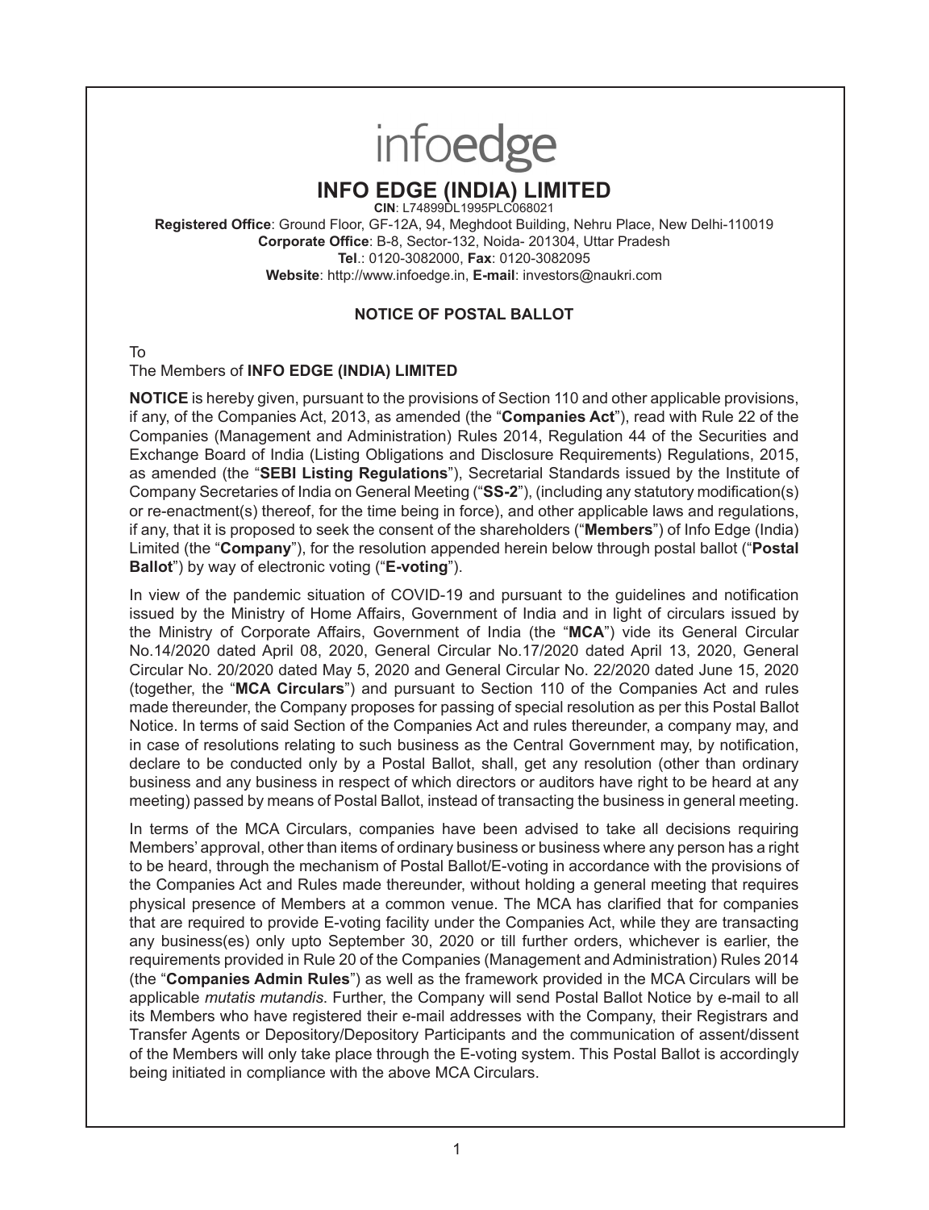# infoedge

## INFO EDGE (INDIA) LIMITED

**CIN**: L74899DL1995PLC068021

**Registered Office**: Ground Floor, GF-12A, 94, Meghdoot Building, Nehru Place, New Delhi-110019

**Corporate Office**: B-8, Sector-132, Noida- 201304, Uttar Pradesh

**Tel**.: 0120-3082000, **Fax**: 0120-3082095

**Website**: http://www.infoedge.in, **E-mail**: investors@naukri.com

### NOTICE OF POSTAL BALLOT

To

The Members of **INFO EDGE (INDIA) LIMITED**

**NOTICE** is hereby given, pursuant to the provisions of Section 110 and other applicable provisions, if any, of the Companies Act, 2013, as amended (the "**Companies Act**"), read with Rule 22 of the Companies (Management and Administration) Rules 2014, Regulation 44 of the Securities and Exchange Board of India (Listing Obligations and Disclosure Requirements) Regulations, 2015, as amended (the "**SEBI Listing Regulations**"), Secretarial Standards issued by the Institute of Company Secretaries of India on General Meeting ("**SS-2**"), (including any statutory modification(s) or re-enactment(s) thereof, for the time being in force), and other applicable laws and regulations, if any, that it is proposed to seek the consent of the shareholders ("**Members**") of Info Edge (India) Limited (the "**Company**"), for the resolution appended herein below through postal ballot ("**Postal Ballot**") by way of electronic voting ("**E-voting**").

In view of the pandemic situation of COVID-19 and pursuant to the guidelines and notification issued by the Ministry of Home Affairs, Government of India and in light of circulars issued by the Ministry of Corporate Affairs, Government of India (the "**MCA**") vide its General Circular No.14/2020 dated April 08, 2020, General Circular No.17/2020 dated April 13, 2020, General Circular No. 20/2020 dated May 5, 2020 and General Circular No. 22/2020 dated June 15, 2020 (together, the "**MCA Circulars**") and pursuant to Section 110 of the Companies Act and rules made thereunder, the Company proposes for passing of special resolution as per this Postal Ballot Notice. In terms of said Section of the Companies Act and rules thereunder, a company may, and in case of resolutions relating to such business as the Central Government may, by notification, declare to be conducted only by a Postal Ballot, shall, get any resolution (other than ordinary business and any business in respect of which directors or auditors have right to be heard at any meeting) passed by means of Postal Ballot, instead of transacting the business in general meeting.

In terms of the MCA Circulars, companies have been advised to take all decisions requiring Members' approval, other than items of ordinary business or business where any person has a right to be heard, through the mechanism of Postal Ballot/E-voting in accordance with the provisions of the Companies Act and Rules made thereunder, without holding a general meeting that requires physical presence of Members at a common venue. The MCA has clarified that for companies that are required to provide E-voting facility under the Companies Act, while they are transacting any business(es) only upto September 30, 2020 or till further orders, whichever is earlier, the requirements provided in Rule 20 of the Companies (Management and Administration) Rules 2014 (the "**Companies Admin Rules**") as well as the framework provided in the MCA Circulars will be applicable *mutatis mutandis*. Further, the Company will send Postal Ballot Notice by e-mail to all its Members who have registered their e-mail addresses with the Company, their Registrars and Transfer Agents or Depository/Depository Participants and the communication of assent/dissent of the Members will only take place through the E-voting system. This Postal Ballot is accordingly being initiated in compliance with the above MCA Circulars.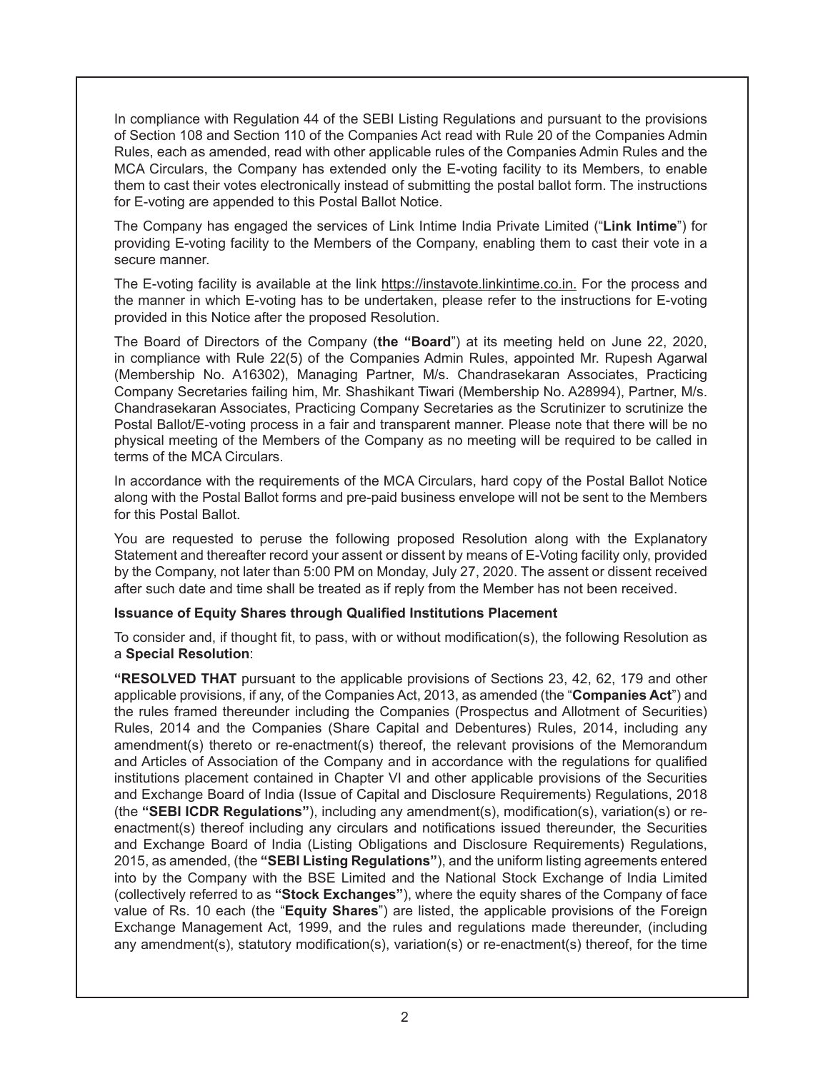In compliance with Regulation 44 of the SEBI Listing Regulations and pursuant to the provisions of Section 108 and Section 110 of the Companies Act read with Rule 20 of the Companies Admin Rules, each as amended, read with other applicable rules of the Companies Admin Rules and the MCA Circulars, the Company has extended only the E-voting facility to its Members, to enable them to cast their votes electronically instead of submitting the postal ballot form. The instructions for E-voting are appended to this Postal Ballot Notice.

The Company has engaged the services of Link Intime India Private Limited ("**Link Intime**") for providing E-voting facility to the Members of the Company, enabling them to cast their vote in a secure manner.

The E-voting facility is available at the link https://instavote.linkintime.co.in. For the process and the manner in which E-voting has to be undertaken, please refer to the instructions for E-voting provided in this Notice after the proposed Resolution.

The Board of Directors of the Company (**the "Board**") at its meeting held on June 22, 2020, in compliance with Rule 22(5) of the Companies Admin Rules, appointed Mr. Rupesh Agarwal (Membership No. A16302), Managing Partner, M/s. Chandrasekaran Associates, Practicing Company Secretaries failing him, Mr. Shashikant Tiwari (Membership No. A28994), Partner, M/s. Chandrasekaran Associates, Practicing Company Secretaries as the Scrutinizer to scrutinize the Postal Ballot/E-voting process in a fair and transparent manner. Please note that there will be no physical meeting of the Members of the Company as no meeting will be required to be called in terms of the MCA Circulars.

In accordance with the requirements of the MCA Circulars, hard copy of the Postal Ballot Notice along with the Postal Ballot forms and pre-paid business envelope will not be sent to the Members for this Postal Ballot.

You are requested to peruse the following proposed Resolution along with the Explanatory Statement and thereafter record your assent or dissent by means of E-Voting facility only, provided by the Company, not later than 5:00 PM on Monday, July 27, 2020. The assent or dissent received after such date and time shall be treated as if reply from the Member has not been received.

**Issuance of Equity Shares through Qualified Institutions Placement**

To consider and, if thought fit, to pass, with or without modification(s), the following Resolution as a **Special Resolution**:

**"RESOLVED THAT** pursuant to the applicable provisions of Sections 23, 42, 62, 179 and other applicable provisions, if any, of the Companies Act, 2013, as amended (the "**Companies Act**") and the rules framed thereunder including the Companies (Prospectus and Allotment of Securities) Rules, 2014 and the Companies (Share Capital and Debentures) Rules, 2014, including any amendment(s) thereto or re-enactment(s) thereof, the relevant provisions of the Memorandum and Articles of Association of the Company and in accordance with the regulations for qualified institutions placement contained in Chapter VI and other applicable provisions of the Securities and Exchange Board of India (Issue of Capital and Disclosure Requirements) Regulations, 2018 (the **"SEBI ICDR Regulations"**), including any amendment(s), modification(s), variation(s) or re-enactment(s) thereof including any circulars and notifications issued thereunder, the Securities and Exchange Board of India (Listing Obligations and Disclosure Requirements) Regulations, 2015, as amended, (the **"SEBI Listing Regulations"**), and the uniform listing agreements entered into by the Company with the BSE Limited and the National Stock Exchange of India Limited (collectively referred to as **"Stock Exchanges"**), where the equity shares of the Company of face value of Rs. 10 each (the "**Equity Shares**") are listed, the applicable provisions of the Foreign Exchange Management Act, 1999, and the rules and regulations made thereunder, (including any amendment(s), statutory modification(s), variation(s) or re-enactment(s) thereof, for the time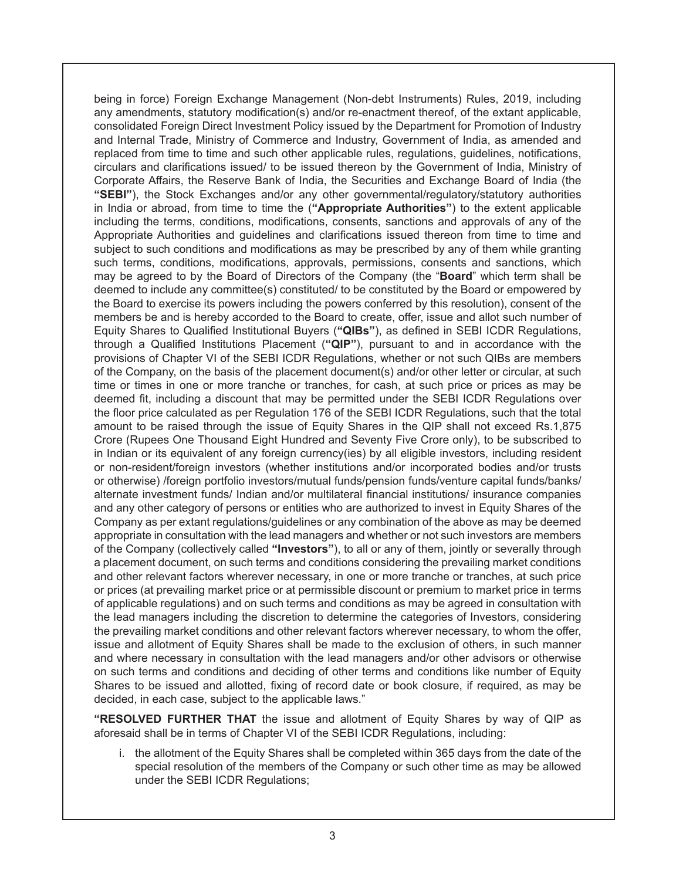being in force) Foreign Exchange Management (Non-debt Instruments) Rules, 2019, including any amendments, statutory modification(s) and/or re-enactment thereof, of the extant applicable, consolidated Foreign Direct Investment Policy issued by the Department for Promotion of Industry and Internal Trade, Ministry of Commerce and Industry, Government of India, as amended and replaced from time to time and such other applicable rules, regulations, guidelines, notifications, circulars and clarifications issued/ to be issued thereon by the Government of India, Ministry of Corporate Affairs, the Reserve Bank of India, the Securities and Exchange Board of India (the **"SEBI"**), the Stock Exchanges and/or any other governmental/regulatory/statutory authorities in India or abroad, from time to time the (**"Appropriate Authorities"**) to the extent applicable including the terms, conditions, modifications, consents, sanctions and approvals of any of the Appropriate Authorities and guidelines and clarifications issued thereon from time to time and subject to such conditions and modifications as may be prescribed by any of them while granting such terms, conditions, modifications, approvals, permissions, consents and sanctions, which may be agreed to by the Board of Directors of the Company (the "**Board**" which term shall be deemed to include any committee(s) constituted/ to be constituted by the Board or empowered by the Board to exercise its powers including the powers conferred by this resolution), consent of the members be and is hereby accorded to the Board to create, offer, issue and allot such number of Equity Shares to Qualified Institutional Buyers (**"QIBs"**), as defined in SEBI ICDR Regulations, through a Qualified Institutions Placement (**"QIP"**), pursuant to and in accordance with the provisions of Chapter VI of the SEBI ICDR Regulations, whether or not such QIBs are members of the Company, on the basis of the placement document(s) and/or other letter or circular, at such time or times in one or more tranche or tranches, for cash, at such price or prices as may be deemed fit, including a discount that may be permitted under the SEBI ICDR Regulations over the floor price calculated as per Regulation 176 of the SEBI ICDR Regulations, such that the total amount to be raised through the issue of Equity Shares in the QIP shall not exceed Rs.1,875 Crore (Rupees One Thousand Eight Hundred and Seventy Five Crore only), to be subscribed to in Indian or its equivalent of any foreign currency(ies) by all eligible investors, including resident or non-resident/foreign investors (whether institutions and/or incorporated bodies and/or trusts or otherwise) /foreign portfolio investors/mutual funds/pension funds/venture capital funds/banks/ alternate investment funds/ Indian and/or multilateral financial institutions/ insurance companies and any other category of persons or entities who are authorized to invest in Equity Shares of the Company as per extant regulations/guidelines or any combination of the above as may be deemed appropriate in consultation with the lead managers and whether or not such investors are members of the Company (collectively called **"Investors"**), to all or any of them, jointly or severally through a placement document, on such terms and conditions considering the prevailing market conditions and other relevant factors wherever necessary, in one or more tranche or tranches, at such price or prices (at prevailing market price or at permissible discount or premium to market price in terms of applicable regulations) and on such terms and conditions as may be agreed in consultation with the lead managers including the discretion to determine the categories of Investors, considering the prevailing market conditions and other relevant factors wherever necessary, to whom the offer, issue and allotment of Equity Shares shall be made to the exclusion of others, in such manner and where necessary in consultation with the lead managers and/or other advisors or otherwise on such terms and conditions and deciding of other terms and conditions like number of Equity Shares to be issued and allotted, fixing of record date or book closure, if required, as may be decided, in each case, subject to the applicable laws."

**"RESOLVED FURTHER THAT** the issue and allotment of Equity Shares by way of QIP as aforesaid shall be in terms of Chapter VI of the SEBI ICDR Regulations, including:

i. the allotment of the Equity Shares shall be completed within 365 days from the date of the special resolution of the members of the Company or such other time as may be allowed under the SEBI ICDR Regulations;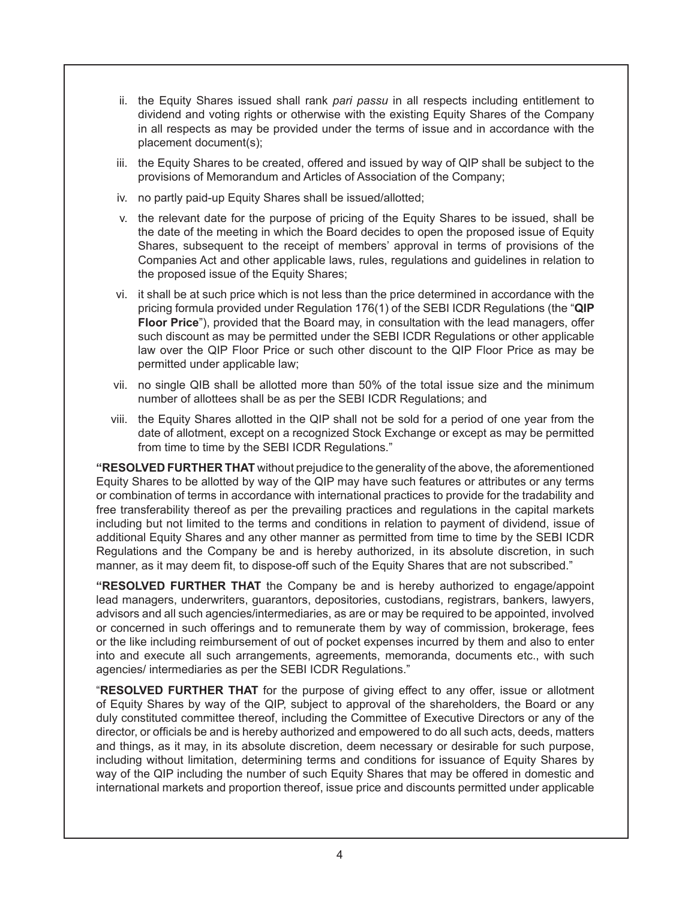ii. the Equity Shares issued shall rank *pari passu* in all respects including entitlement to dividend and voting rights or otherwise with the existing Equity Shares of the Company in all respects as may be provided under the terms of issue and in accordance with the placement document(s);

iii. the Equity Shares to be created, offered and issued by way of QIP shall be subject to the provisions of Memorandum and Articles of Association of the Company;

iv. no partly paid-up Equity Shares shall be issued/allotted;

v. the relevant date for the purpose of pricing of the Equity Shares to be issued, shall be the date of the meeting in which the Board decides to open the proposed issue of Equity Shares, subsequent to the receipt of members' approval in terms of provisions of the Companies Act and other applicable laws, rules, regulations and guidelines in relation to the proposed issue of the Equity Shares;

vi. it shall be at such price which is not less than the price determined in accordance with the pricing formula provided under Regulation 176(1) of the SEBI ICDR Regulations (the "**QIP Floor Price**"), provided that the Board may, in consultation with the lead managers, offer such discount as may be permitted under the SEBI ICDR Regulations or other applicable law over the QIP Floor Price or such other discount to the QIP Floor Price as may be permitted under applicable law;

vii. no single QIB shall be allotted more than 50% of the total issue size and the minimum number of allottees shall be as per the SEBI ICDR Regulations; and

viii. the Equity Shares allotted in the QIP shall not be sold for a period of one year from the date of allotment, except on a recognized Stock Exchange or except as may be permitted from time to time by the SEBI ICDR Regulations."

"**RESOLVED FURTHER THAT** without prejudice to the generality of the above, the aforementioned Equity Shares to be allotted by way of the QIP may have such features or attributes or any terms or combination of terms in accordance with international practices to provide for the tradability and free transferability thereof as per the prevailing practices and regulations in the capital markets including but not limited to the terms and conditions in relation to payment of dividend, issue of additional Equity Shares and any other manner as permitted from time to time by the SEBI ICDR Regulations and the Company be and is hereby authorized, in its absolute discretion, in such manner, as it may deem fit, to dispose-off such of the Equity Shares that are not subscribed."

"**RESOLVED FURTHER THAT** the Company be and is hereby authorized to engage/appoint lead managers, underwriters, guarantors, depositories, custodians, registrars, bankers, lawyers, advisors and all such agencies/intermediaries, as are or may be required to be appointed, involved or concerned in such offerings and to remunerate them by way of commission, brokerage, fees or the like including reimbursement of out of pocket expenses incurred by them and also to enter into and execute all such arrangements, agreements, memoranda, documents etc., with such agencies/ intermediaries as per the SEBI ICDR Regulations."

"**RESOLVED FURTHER THAT** for the purpose of giving effect to any offer, issue or allotment of Equity Shares by way of the QIP, subject to approval of the shareholders, the Board or any duly constituted committee thereof, including the Committee of Executive Directors or any of the director, or officials be and is hereby authorized and empowered to do all such acts, deeds, matters and things, as it may, in its absolute discretion, deem necessary or desirable for such purpose, including without limitation, determining terms and conditions for issuance of Equity Shares by way of the QIP including the number of such Equity Shares that may be offered in domestic and international markets and proportion thereof, issue price and discounts permitted under applicable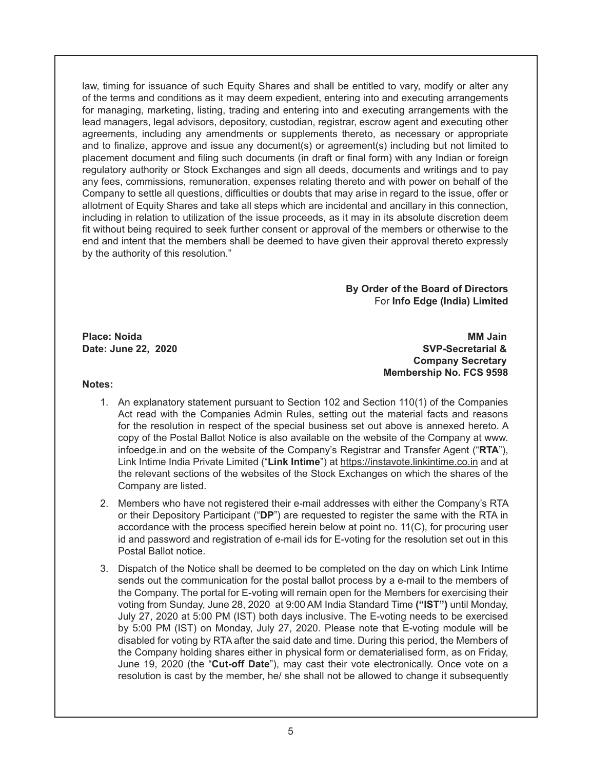law, timing for issuance of such Equity Shares and shall be entitled to vary, modify or alter any of the terms and conditions as it may deem expedient, entering into and executing arrangements for managing, marketing, listing, trading and entering into and executing arrangements with the lead managers, legal advisors, depository, custodian, registrar, escrow agent and executing other agreements, including any amendments or supplements thereto, as necessary or appropriate and to finalize, approve and issue any document(s) or agreement(s) including but not limited to placement document and filing such documents (in draft or final form) with any Indian or foreign regulatory authority or Stock Exchanges and sign all deeds, documents and writings and to pay any fees, commissions, remuneration, expenses relating thereto and with power on behalf of the Company to settle all questions, difficulties or doubts that may arise in regard to the issue, offer or allotment of Equity Shares and take all steps which are incidental and ancillary in this connection, including in relation to utilization of the issue proceeds, as it may in its absolute discretion deem fit without being required to seek further consent or approval of the members or otherwise to the end and intent that the members shall be deemed to have given their approval thereto expressly by the authority of this resolution."

**By Order of the Board of Directors**
For **Info Edge (India) Limited**

**Place: Noida**
**Date: June 22, 2020**

**MM Jain**
**SVP-Secretarial &**
**Company Secretary**
**Membership No. FCS 9598**

**Notes:**

1. An explanatory statement pursuant to Section 102 and Section 110(1) of the Companies Act read with the Companies Admin Rules, setting out the material facts and reasons for the resolution in respect of the special business set out above is annexed hereto. A copy of the Postal Ballot Notice is also available on the website of the Company at www.infoedge.in and on the website of the Company's Registrar and Transfer Agent ("**RTA**"), Link Intime India Private Limited ("**Link Intime**") at https://instavote.linkintime.co.in and at the relevant sections of the websites of the Stock Exchanges on which the shares of the Company are listed.

2. Members who have not registered their e-mail addresses with either the Company's RTA or their Depository Participant ("**DP**") are requested to register the same with the RTA in accordance with the process specified herein below at point no. 11(C), for procuring user id and password and registration of e-mail ids for E-voting for the resolution set out in this Postal Ballot notice.

3. Dispatch of the Notice shall be deemed to be completed on the day on which Link Intime sends out the communication for the postal ballot process by a e-mail to the members of the Company. The portal for E-voting will remain open for the Members for exercising their voting from Sunday, June 28, 2020 at 9:00 AM India Standard Time **("IST")** until Monday, July 27, 2020 at 5:00 PM (IST) both days inclusive. The E-voting needs to be exercised by 5:00 PM (IST) on Monday, July 27, 2020. Please note that E-voting module will be disabled for voting by RTA after the said date and time. During this period, the Members of the Company holding shares either in physical form or dematerialised form, as on Friday, June 19, 2020 (the "**Cut-off Date**"), may cast their vote electronically. Once vote on a resolution is cast by the member, he/ she shall not be allowed to change it subsequently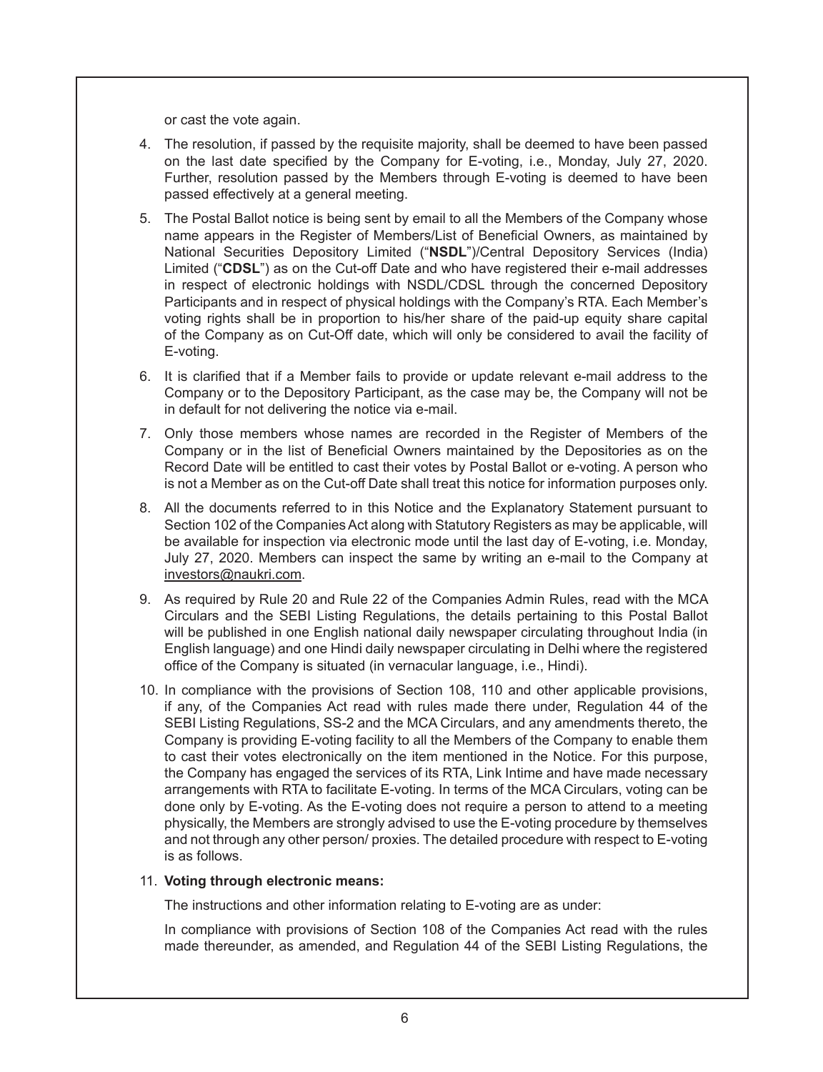or cast the vote again.

4. The resolution, if passed by the requisite majority, shall be deemed to have been passed on the last date specified by the Company for E-voting, i.e., Monday, July 27, 2020. Further, resolution passed by the Members through E-voting is deemed to have been passed effectively at a general meeting.

5. The Postal Ballot notice is being sent by email to all the Members of the Company whose name appears in the Register of Members/List of Beneficial Owners, as maintained by National Securities Depository Limited ("**NSDL**")/Central Depository Services (India) Limited ("**CDSL**") as on the Cut-off Date and who have registered their e-mail addresses in respect of electronic holdings with NSDL/CDSL through the concerned Depository Participants and in respect of physical holdings with the Company's RTA. Each Member's voting rights shall be in proportion to his/her share of the paid-up equity share capital of the Company as on Cut-Off date, which will only be considered to avail the facility of E-voting.

6. It is clarified that if a Member fails to provide or update relevant e-mail address to the Company or to the Depository Participant, as the case may be, the Company will not be in default for not delivering the notice via e-mail.

7. Only those members whose names are recorded in the Register of Members of the Company or in the list of Beneficial Owners maintained by the Depositories as on the Record Date will be entitled to cast their votes by Postal Ballot or e-voting. A person who is not a Member as on the Cut-off Date shall treat this notice for information purposes only.

8. All the documents referred to in this Notice and the Explanatory Statement pursuant to Section 102 of the Companies Act along with Statutory Registers as may be applicable, will be available for inspection via electronic mode until the last day of E-voting, i.e. Monday, July 27, 2020. Members can inspect the same by writing an e-mail to the Company at investors@naukri.com.

9. As required by Rule 20 and Rule 22 of the Companies Admin Rules, read with the MCA Circulars and the SEBI Listing Regulations, the details pertaining to this Postal Ballot will be published in one English national daily newspaper circulating throughout India (in English language) and one Hindi daily newspaper circulating in Delhi where the registered office of the Company is situated (in vernacular language, i.e., Hindi).

10. In compliance with the provisions of Section 108, 110 and other applicable provisions, if any, of the Companies Act read with rules made there under, Regulation 44 of the SEBI Listing Regulations, SS-2 and the MCA Circulars, and any amendments thereto, the Company is providing E-voting facility to all the Members of the Company to enable them to cast their votes electronically on the item mentioned in the Notice. For this purpose, the Company has engaged the services of its RTA, Link Intime and have made necessary arrangements with RTA to facilitate E-voting. In terms of the MCA Circulars, voting can be done only by E-voting. As the E-voting does not require a person to attend to a meeting physically, the Members are strongly advised to use the E-voting procedure by themselves and not through any other person/ proxies. The detailed procedure with respect to E-voting is as follows.

11. **Voting through electronic means:**

    The instructions and other information relating to E-voting are as under:

    In compliance with provisions of Section 108 of the Companies Act read with the rules made thereunder, as amended, and Regulation 44 of the SEBI Listing Regulations, the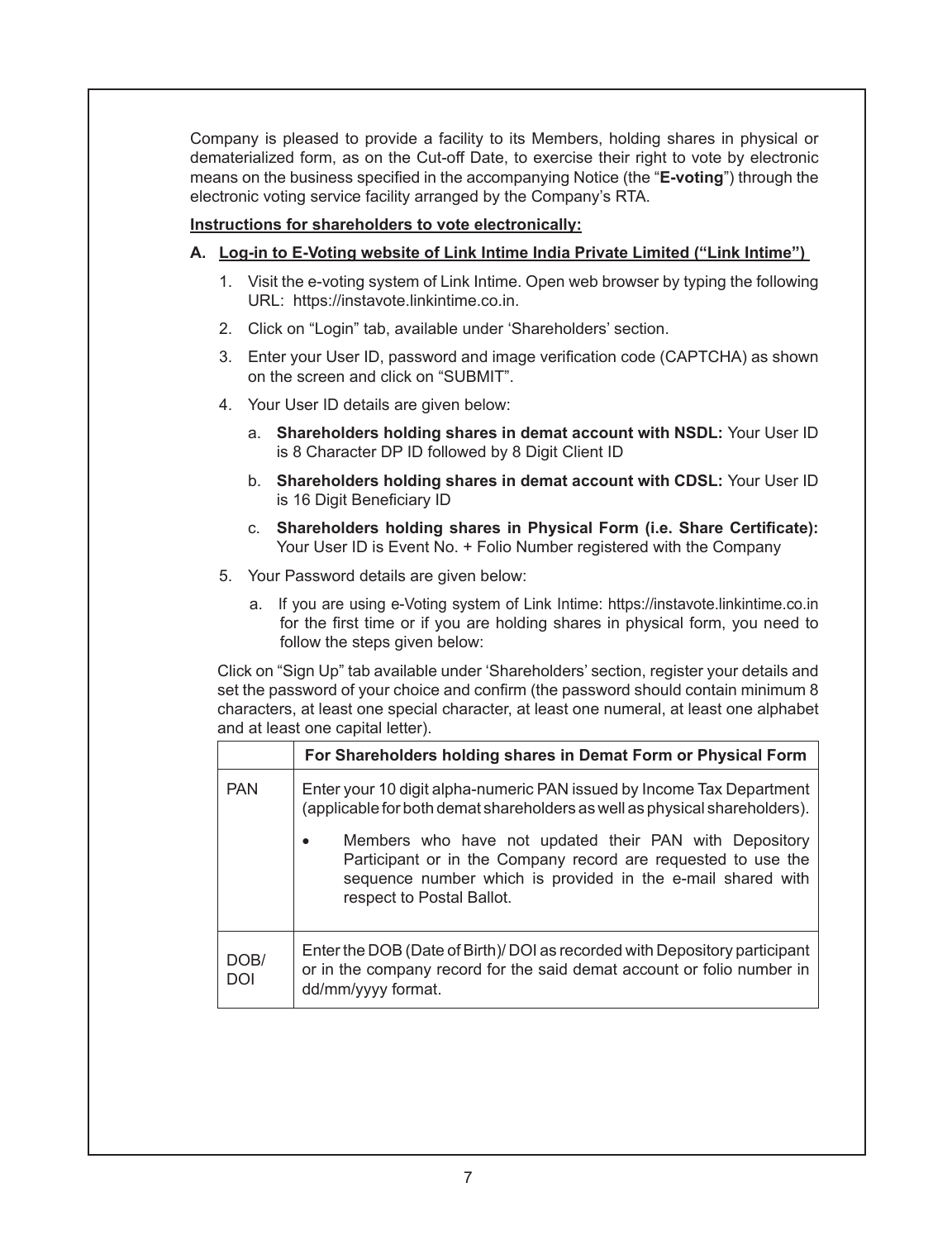Company is pleased to provide a facility to its Members, holding shares in physical or dematerialized form, as on the Cut-off Date, to exercise their right to vote by electronic means on the business specified in the accompanying Notice (the "**E-voting**") through the electronic voting service facility arranged by the Company's RTA.

**Instructions for shareholders to vote electronically:**

**A. Log-in to E-Voting website of Link Intime India Private Limited ("Link Intime")**

1. Visit the e-voting system of Link Intime. Open web browser by typing the following URL: https://instavote.linkintime.co.in.
2. Click on "Login" tab, available under 'Shareholders' section.
3. Enter your User ID, password and image verification code (CAPTCHA) as shown on the screen and click on "SUBMIT".
4. Your User ID details are given below:
   a. **Shareholders holding shares in demat account with NSDL:** Your User ID is 8 Character DP ID followed by 8 Digit Client ID
   b. **Shareholders holding shares in demat account with CDSL:** Your User ID is 16 Digit Beneficiary ID
   c. **Shareholders holding shares in Physical Form (i.e. Share Certificate):** Your User ID is Event No. + Folio Number registered with the Company
5. Your Password details are given below:
   a. If you are using e-Voting system of Link Intime: https://instavote.linkintime.co.in for the first time or if you are holding shares in physical form, you need to follow the steps given below:

Click on "Sign Up" tab available under 'Shareholders' section, register your details and set the password of your choice and confirm (the password should contain minimum 8 characters, at least one special character, at least one numeral, at least one alphabet and at least one capital letter).

| | **For Shareholders holding shares in Demat Form or Physical Form** |
|---|---|
| PAN | Enter your 10 digit alpha-numeric PAN issued by Income Tax Department (applicable for both demat shareholders as well as physical shareholders).<br><br>• Members who have not updated their PAN with Depository Participant or in the Company record are requested to use the sequence number which is provided in the e-mail shared with respect to Postal Ballot. |
| DOB/ DOI | Enter the DOB (Date of Birth)/ DOI as recorded with Depository participant or in the company record for the said demat account or folio number in dd/mm/yyyy format. |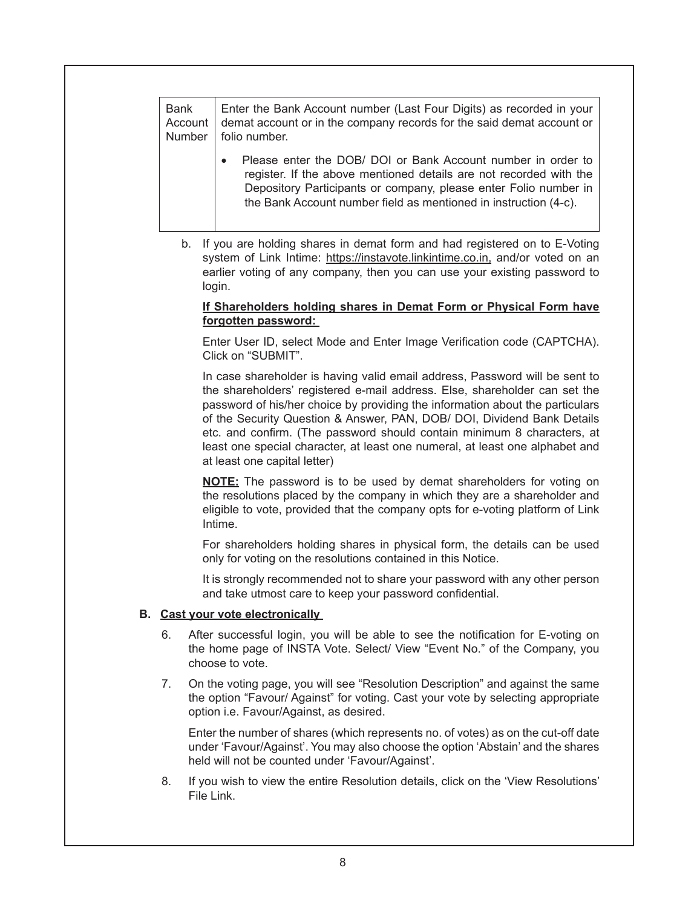| Bank Account Number | Enter the Bank Account number (Last Four Digits) as recorded in your demat account or in the company records for the said demat account or folio number.<br><br>• Please enter the DOB/ DOI or Bank Account number in order to register. If the above mentioned details are not recorded with the Depository Participants or company, please enter Folio number in the Bank Account number field as mentioned in instruction (4-c). |
|---|---|

b. If you are holding shares in demat form and had registered on to E-Voting system of Link Intime: https://instavote.linkintime.co.in, and/or voted on an earlier voting of any company, then you can use your existing password to login.

**If Shareholders holding shares in Demat Form or Physical Form have forgotten password:**

Enter User ID, select Mode and Enter Image Verification code (CAPTCHA). Click on "SUBMIT".

In case shareholder is having valid email address, Password will be sent to the shareholders' registered e-mail address. Else, shareholder can set the password of his/her choice by providing the information about the particulars of the Security Question & Answer, PAN, DOB/ DOI, Dividend Bank Details etc. and confirm. (The password should contain minimum 8 characters, at least one special character, at least one numeral, at least one alphabet and at least one capital letter)

**NOTE:** The password is to be used by demat shareholders for voting on the resolutions placed by the company in which they are a shareholder and eligible to vote, provided that the company opts for e-voting platform of Link Intime.

For shareholders holding shares in physical form, the details can be used only for voting on the resolutions contained in this Notice.

It is strongly recommended not to share your password with any other person and take utmost care to keep your password confidential.

**B. Cast your vote electronically**

6. After successful login, you will be able to see the notification for E-voting on the home page of INSTA Vote. Select/ View "Event No." of the Company, you choose to vote.

7. On the voting page, you will see "Resolution Description" and against the same the option "Favour/ Against" for voting. Cast your vote by selecting appropriate option i.e. Favour/Against, as desired.

   Enter the number of shares (which represents no. of votes) as on the cut-off date under 'Favour/Against'. You may also choose the option 'Abstain' and the shares held will not be counted under 'Favour/Against'.

8. If you wish to view the entire Resolution details, click on the 'View Resolutions' File Link.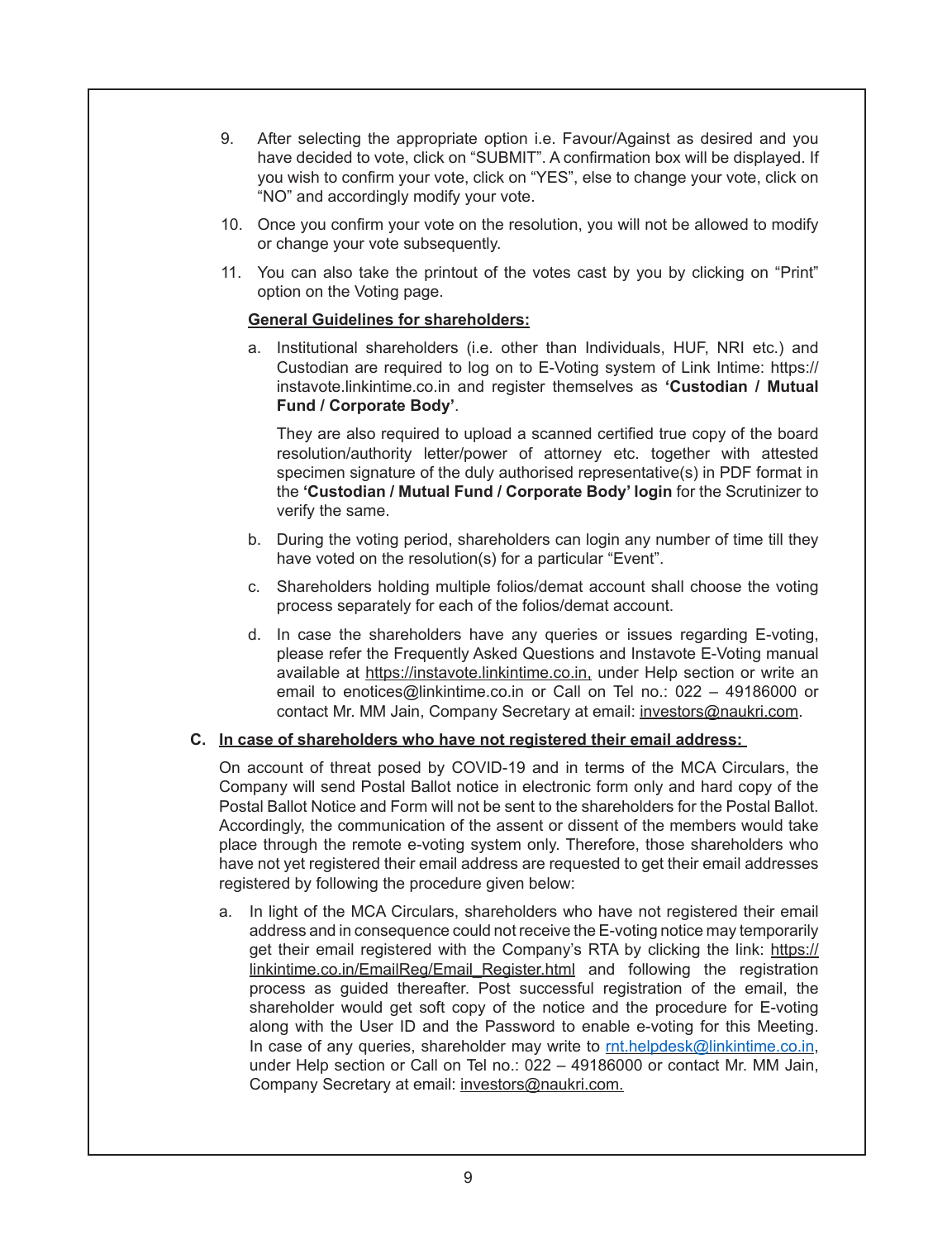9. After selecting the appropriate option i.e. Favour/Against as desired and you have decided to vote, click on "SUBMIT". A confirmation box will be displayed. If you wish to confirm your vote, click on "YES", else to change your vote, click on "NO" and accordingly modify your vote.

10. Once you confirm your vote on the resolution, you will not be allowed to modify or change your vote subsequently.

11. You can also take the printout of the votes cast by you by clicking on "Print" option on the Voting page.

**General Guidelines for shareholders:**

a. Institutional shareholders (i.e. other than Individuals, HUF, NRI etc.) and Custodian are required to log on to E-Voting system of Link Intime: https://instavote.linkintime.co.in and register themselves as **'Custodian / Mutual Fund / Corporate Body'**.

   They are also required to upload a scanned certified true copy of the board resolution/authority letter/power of attorney etc. together with attested specimen signature of the duly authorised representative(s) in PDF format in the **'Custodian / Mutual Fund / Corporate Body' login** for the Scrutinizer to verify the same.

b. During the voting period, shareholders can login any number of time till they have voted on the resolution(s) for a particular "Event".

c. Shareholders holding multiple folios/demat account shall choose the voting process separately for each of the folios/demat account.

d. In case the shareholders have any queries or issues regarding E-voting, please refer the Frequently Asked Questions and Instavote E-Voting manual available at https://instavote.linkintime.co.in, under Help section or write an email to enotices@linkintime.co.in or Call on Tel no.: 022 – 49186000 or contact Mr. MM Jain, Company Secretary at email: investors@naukri.com.

**C. In case of shareholders who have not registered their email address:**

On account of threat posed by COVID-19 and in terms of the MCA Circulars, the Company will send Postal Ballot notice in electronic form only and hard copy of the Postal Ballot Notice and Form will not be sent to the shareholders for the Postal Ballot. Accordingly, the communication of the assent or dissent of the members would take place through the remote e-voting system only. Therefore, those shareholders who have not yet registered their email address are requested to get their email addresses registered by following the procedure given below:

a. In light of the MCA Circulars, shareholders who have not registered their email address and in consequence could not receive the E-voting notice may temporarily get their email registered with the Company's RTA by clicking the link: https://linkintime.co.in/EmailReg/Email_Register.html and following the registration process as guided thereafter. Post successful registration of the email, the shareholder would get soft copy of the notice and the procedure for E-voting along with the User ID and the Password to enable e-voting for this Meeting. In case of any queries, shareholder may write to rnt.helpdesk@linkintime.co.in, under Help section or Call on Tel no.: 022 – 49186000 or contact Mr. MM Jain, Company Secretary at email: investors@naukri.com.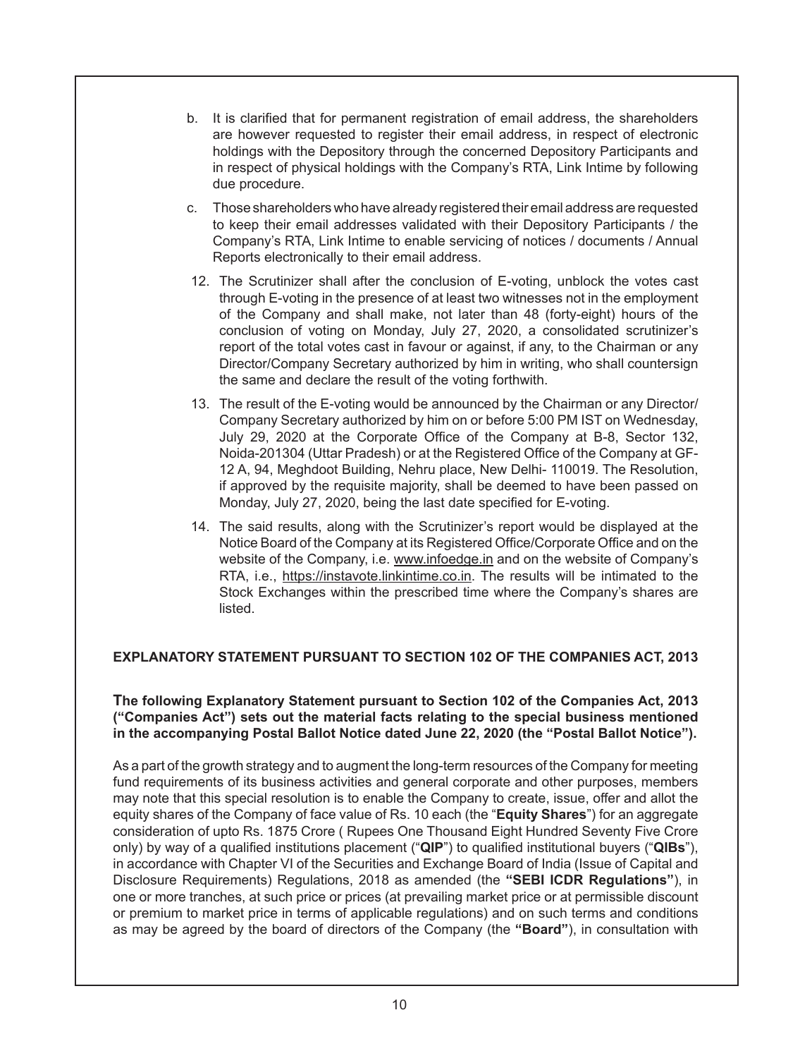b. It is clarified that for permanent registration of email address, the shareholders are however requested to register their email address, in respect of electronic holdings with the Depository through the concerned Depository Participants and in respect of physical holdings with the Company's RTA, Link Intime by following due procedure.

c. Those shareholders who have already registered their email address are requested to keep their email addresses validated with their Depository Participants / the Company's RTA, Link Intime to enable servicing of notices / documents / Annual Reports electronically to their email address.

12. The Scrutinizer shall after the conclusion of E-voting, unblock the votes cast through E-voting in the presence of at least two witnesses not in the employment of the Company and shall make, not later than 48 (forty-eight) hours of the conclusion of voting on Monday, July 27, 2020, a consolidated scrutinizer's report of the total votes cast in favour or against, if any, to the Chairman or any Director/Company Secretary authorized by him in writing, who shall countersign the same and declare the result of the voting forthwith.

13. The result of the E-voting would be announced by the Chairman or any Director/ Company Secretary authorized by him on or before 5:00 PM IST on Wednesday, July 29, 2020 at the Corporate Office of the Company at B-8, Sector 132, Noida-201304 (Uttar Pradesh) or at the Registered Office of the Company at GF-12 A, 94, Meghdoot Building, Nehru place, New Delhi- 110019. The Resolution, if approved by the requisite majority, shall be deemed to have been passed on Monday, July 27, 2020, being the last date specified for E-voting.

14. The said results, along with the Scrutinizer's report would be displayed at the Notice Board of the Company at its Registered Office/Corporate Office and on the website of the Company, i.e. www.infoedge.in and on the website of Company's RTA, i.e., https://instavote.linkintime.co.in. The results will be intimated to the Stock Exchanges within the prescribed time where the Company's shares are listed.

## EXPLANATORY STATEMENT PURSUANT TO SECTION 102 OF THE COMPANIES ACT, 2013

**The following Explanatory Statement pursuant to Section 102 of the Companies Act, 2013 ("Companies Act") sets out the material facts relating to the special business mentioned in the accompanying Postal Ballot Notice dated June 22, 2020 (the "Postal Ballot Notice").**

As a part of the growth strategy and to augment the long-term resources of the Company for meeting fund requirements of its business activities and general corporate and other purposes, members may note that this special resolution is to enable the Company to create, issue, offer and allot the equity shares of the Company of face value of Rs. 10 each (the "**Equity Shares**") for an aggregate consideration of upto Rs. 1875 Crore ( Rupees One Thousand Eight Hundred Seventy Five Crore only) by way of a qualified institutions placement ("**QIP**") to qualified institutional buyers ("**QIBs**"), in accordance with Chapter VI of the Securities and Exchange Board of India (Issue of Capital and Disclosure Requirements) Regulations, 2018 as amended (the **"SEBI ICDR Regulations"**), in one or more tranches, at such price or prices (at prevailing market price or at permissible discount or premium to market price in terms of applicable regulations) and on such terms and conditions as may be agreed by the board of directors of the Company (the **"Board"**), in consultation with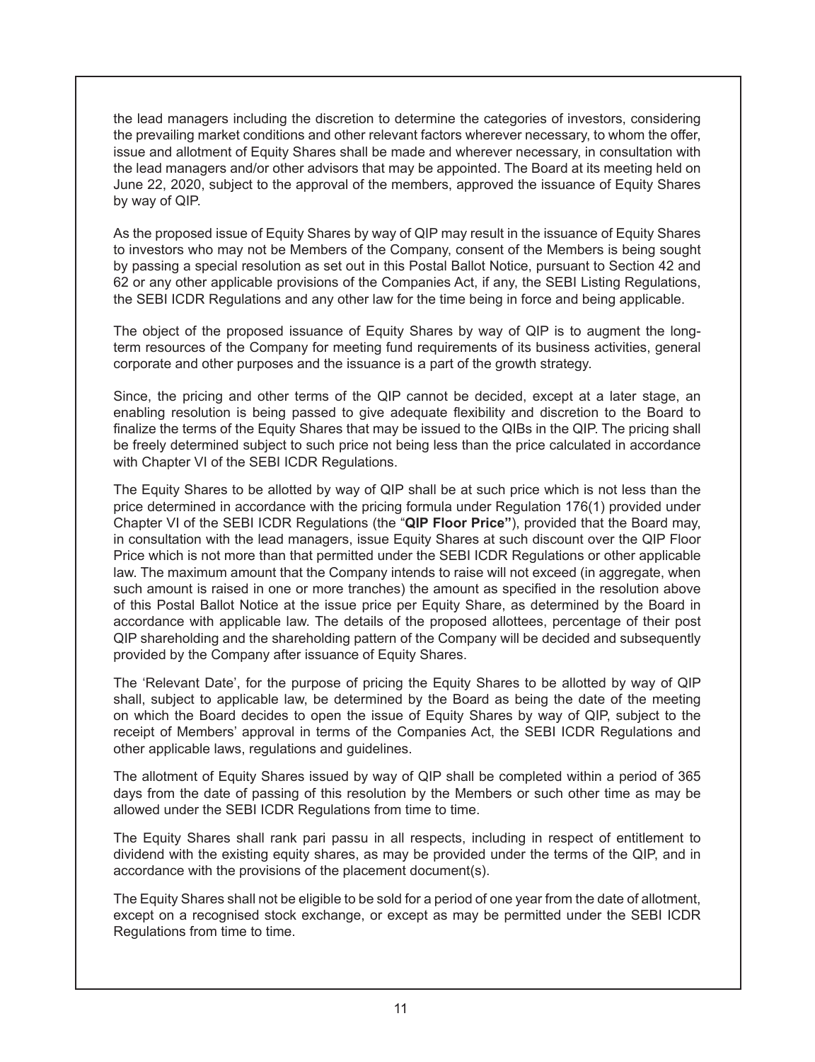the lead managers including the discretion to determine the categories of investors, considering the prevailing market conditions and other relevant factors wherever necessary, to whom the offer, issue and allotment of Equity Shares shall be made and wherever necessary, in consultation with the lead managers and/or other advisors that may be appointed. The Board at its meeting held on June 22, 2020, subject to the approval of the members, approved the issuance of Equity Shares by way of QIP.

As the proposed issue of Equity Shares by way of QIP may result in the issuance of Equity Shares to investors who may not be Members of the Company, consent of the Members is being sought by passing a special resolution as set out in this Postal Ballot Notice, pursuant to Section 42 and 62 or any other applicable provisions of the Companies Act, if any, the SEBI Listing Regulations, the SEBI ICDR Regulations and any other law for the time being in force and being applicable.

The object of the proposed issuance of Equity Shares by way of QIP is to augment the long-term resources of the Company for meeting fund requirements of its business activities, general corporate and other purposes and the issuance is a part of the growth strategy.

Since, the pricing and other terms of the QIP cannot be decided, except at a later stage, an enabling resolution is being passed to give adequate flexibility and discretion to the Board to finalize the terms of the Equity Shares that may be issued to the QIBs in the QIP. The pricing shall be freely determined subject to such price not being less than the price calculated in accordance with Chapter VI of the SEBI ICDR Regulations.

The Equity Shares to be allotted by way of QIP shall be at such price which is not less than the price determined in accordance with the pricing formula under Regulation 176(1) provided under Chapter VI of the SEBI ICDR Regulations (the "**QIP Floor Price"**), provided that the Board may, in consultation with the lead managers, issue Equity Shares at such discount over the QIP Floor Price which is not more than that permitted under the SEBI ICDR Regulations or other applicable law. The maximum amount that the Company intends to raise will not exceed (in aggregate, when such amount is raised in one or more tranches) the amount as specified in the resolution above of this Postal Ballot Notice at the issue price per Equity Share, as determined by the Board in accordance with applicable law. The details of the proposed allottees, percentage of their post QIP shareholding and the shareholding pattern of the Company will be decided and subsequently provided by the Company after issuance of Equity Shares.

The 'Relevant Date', for the purpose of pricing the Equity Shares to be allotted by way of QIP shall, subject to applicable law, be determined by the Board as being the date of the meeting on which the Board decides to open the issue of Equity Shares by way of QIP, subject to the receipt of Members' approval in terms of the Companies Act, the SEBI ICDR Regulations and other applicable laws, regulations and guidelines.

The allotment of Equity Shares issued by way of QIP shall be completed within a period of 365 days from the date of passing of this resolution by the Members or such other time as may be allowed under the SEBI ICDR Regulations from time to time.

The Equity Shares shall rank pari passu in all respects, including in respect of entitlement to dividend with the existing equity shares, as may be provided under the terms of the QIP, and in accordance with the provisions of the placement document(s).

The Equity Shares shall not be eligible to be sold for a period of one year from the date of allotment, except on a recognised stock exchange, or except as may be permitted under the SEBI ICDR Regulations from time to time.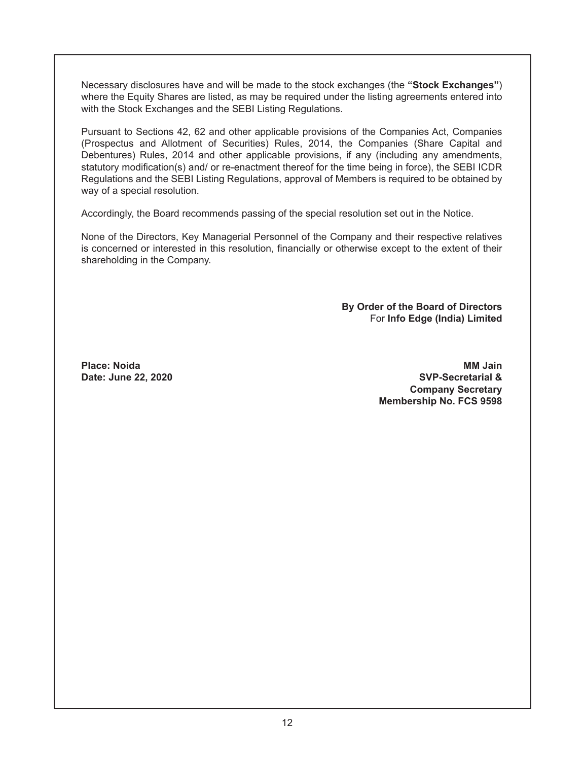Necessary disclosures have and will be made to the stock exchanges (the **"Stock Exchanges"**) where the Equity Shares are listed, as may be required under the listing agreements entered into with the Stock Exchanges and the SEBI Listing Regulations.

Pursuant to Sections 42, 62 and other applicable provisions of the Companies Act, Companies (Prospectus and Allotment of Securities) Rules, 2014, the Companies (Share Capital and Debentures) Rules, 2014 and other applicable provisions, if any (including any amendments, statutory modification(s) and/ or re-enactment thereof for the time being in force), the SEBI ICDR Regulations and the SEBI Listing Regulations, approval of Members is required to be obtained by way of a special resolution.

Accordingly, the Board recommends passing of the special resolution set out in the Notice.

None of the Directors, Key Managerial Personnel of the Company and their respective relatives is concerned or interested in this resolution, financially or otherwise except to the extent of their shareholding in the Company.

**By Order of the Board of Directors**
For **Info Edge (India) Limited**

**Place: Noida**
**Date: June 22, 2020**

**MM Jain**
**SVP-Secretarial &**
**Company Secretary**
**Membership No. FCS 9598**